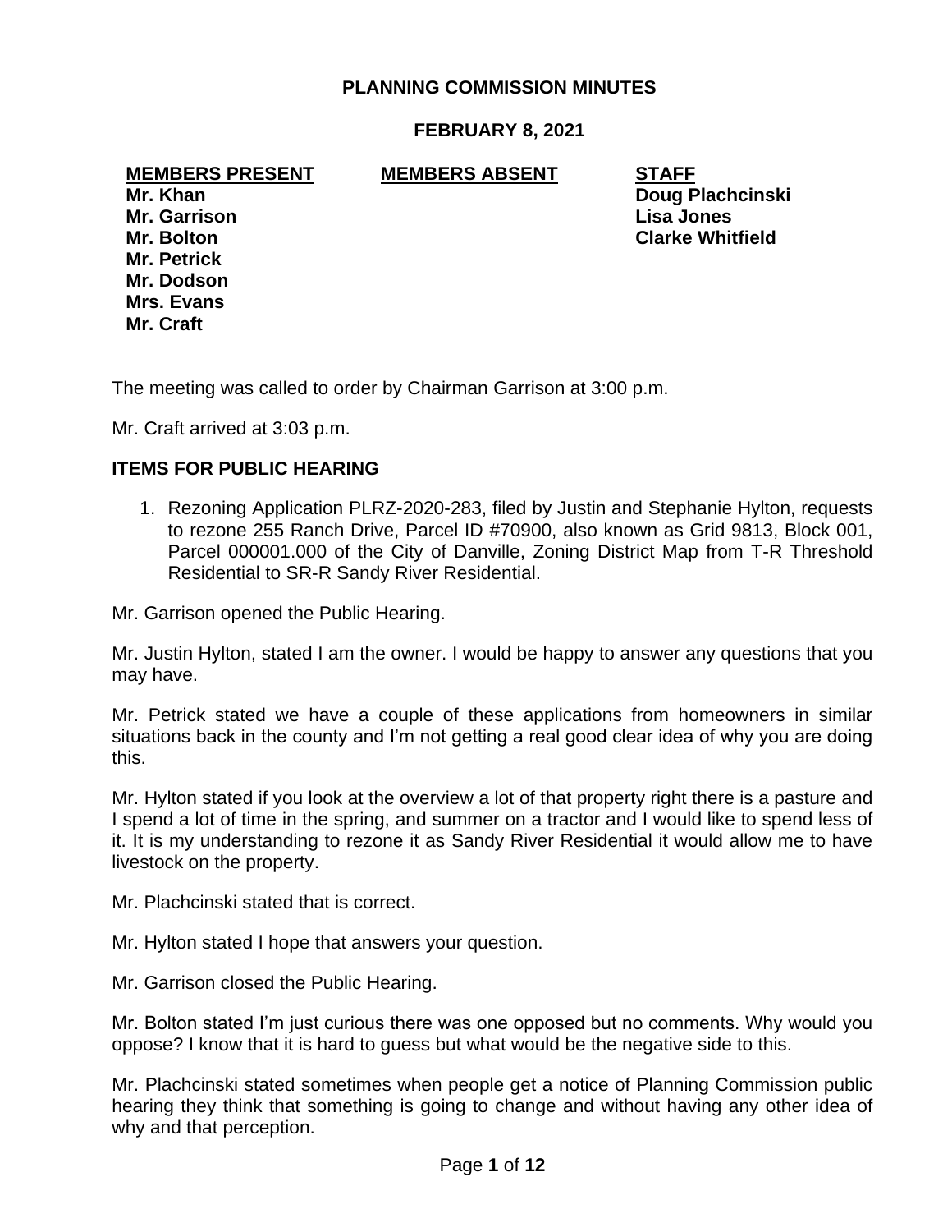# PLANNING COMMISSION MINUTES

## FEBRUARY 8, 2021

| MEMBERS PRESENT | MEMBERS ABSENT | STAFF |
| --- | --- | --- |
| Mr. Khan | | Doug Plachcinski |
| Mr. Garrison | | Lisa Jones |
| Mr. Bolton | | Clarke Whitfield |
| Mr. Petrick | | |
| Mr. Dodson | | |
| Mrs. Evans | | |
| Mr. Craft | | |

The meeting was called to order by Chairman Garrison at 3:00 p.m.

Mr. Craft arrived at 3:03 p.m.

### ITEMS FOR PUBLIC HEARING

1. Rezoning Application PLRZ-2020-283, filed by Justin and Stephanie Hylton, requests to rezone 255 Ranch Drive, Parcel ID #70900, also known as Grid 9813, Block 001, Parcel 000001.000 of the City of Danville, Zoning District Map from T-R Threshold Residential to SR-R Sandy River Residential.

Mr. Garrison opened the Public Hearing.

Mr. Justin Hylton, stated I am the owner. I would be happy to answer any questions that you may have.

Mr. Petrick stated we have a couple of these applications from homeowners in similar situations back in the county and I'm not getting a real good clear idea of why you are doing this.

Mr. Hylton stated if you look at the overview a lot of that property right there is a pasture and I spend a lot of time in the spring, and summer on a tractor and I would like to spend less of it. It is my understanding to rezone it as Sandy River Residential it would allow me to have livestock on the property.

Mr. Plachcinski stated that is correct.

Mr. Hylton stated I hope that answers your question.

Mr. Garrison closed the Public Hearing.

Mr. Bolton stated I'm just curious there was one opposed but no comments. Why would you oppose? I know that it is hard to guess but what would be the negative side to this.

Mr. Plachcinski stated sometimes when people get a notice of Planning Commission public hearing they think that something is going to change and without having any other idea of why and that perception.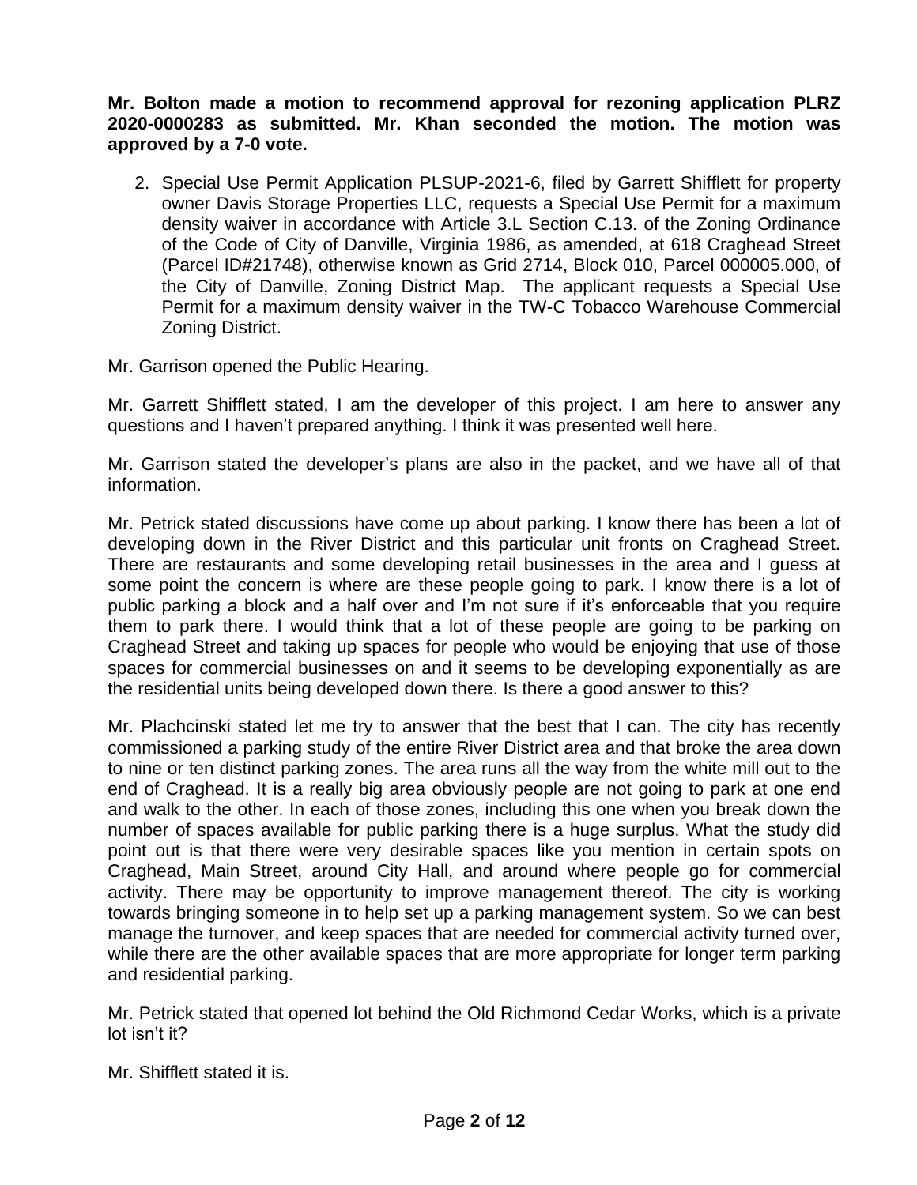**Mr. Bolton made a motion to recommend approval for rezoning application PLRZ 2020-0000283 as submitted. Mr. Khan seconded the motion. The motion was approved by a 7-0 vote.**

2. Special Use Permit Application PLSUP-2021-6, filed by Garrett Shifflett for property owner Davis Storage Properties LLC, requests a Special Use Permit for a maximum density waiver in accordance with Article 3.L Section C.13. of the Zoning Ordinance of the Code of City of Danville, Virginia 1986, as amended, at 618 Craghead Street (Parcel ID#21748), otherwise known as Grid 2714, Block 010, Parcel 000005.000, of the City of Danville, Zoning District Map. The applicant requests a Special Use Permit for a maximum density waiver in the TW-C Tobacco Warehouse Commercial Zoning District.

Mr. Garrison opened the Public Hearing.

Mr. Garrett Shifflett stated, I am the developer of this project. I am here to answer any questions and I haven't prepared anything. I think it was presented well here.

Mr. Garrison stated the developer's plans are also in the packet, and we have all of that information.

Mr. Petrick stated discussions have come up about parking. I know there has been a lot of developing down in the River District and this particular unit fronts on Craghead Street. There are restaurants and some developing retail businesses in the area and I guess at some point the concern is where are these people going to park. I know there is a lot of public parking a block and a half over and I'm not sure if it's enforceable that you require them to park there. I would think that a lot of these people are going to be parking on Craghead Street and taking up spaces for people who would be enjoying that use of those spaces for commercial businesses on and it seems to be developing exponentially as are the residential units being developed down there. Is there a good answer to this?

Mr. Plachcinski stated let me try to answer that the best that I can. The city has recently commissioned a parking study of the entire River District area and that broke the area down to nine or ten distinct parking zones. The area runs all the way from the white mill out to the end of Craghead. It is a really big area obviously people are not going to park at one end and walk to the other. In each of those zones, including this one when you break down the number of spaces available for public parking there is a huge surplus. What the study did point out is that there were very desirable spaces like you mention in certain spots on Craghead, Main Street, around City Hall, and around where people go for commercial activity. There may be opportunity to improve management thereof. The city is working towards bringing someone in to help set up a parking management system. So we can best manage the turnover, and keep spaces that are needed for commercial activity turned over, while there are the other available spaces that are more appropriate for longer term parking and residential parking.

Mr. Petrick stated that opened lot behind the Old Richmond Cedar Works, which is a private lot isn't it?

Mr. Shifflett stated it is.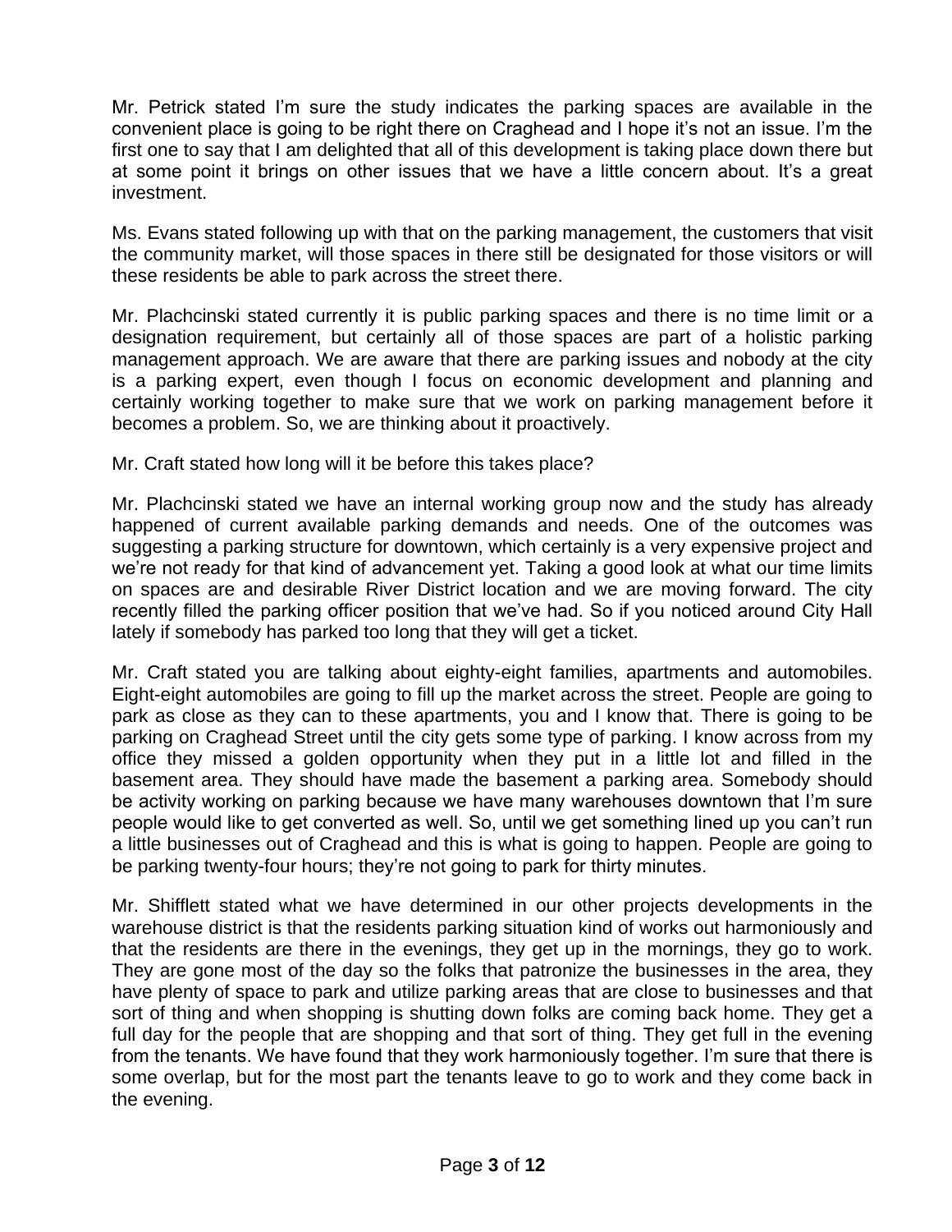Mr. Petrick stated I'm sure the study indicates the parking spaces are available in the convenient place is going to be right there on Craghead and I hope it's not an issue. I'm the first one to say that I am delighted that all of this development is taking place down there but at some point it brings on other issues that we have a little concern about. It's a great investment.

Ms. Evans stated following up with that on the parking management, the customers that visit the community market, will those spaces in there still be designated for those visitors or will these residents be able to park across the street there.

Mr. Plachcinski stated currently it is public parking spaces and there is no time limit or a designation requirement, but certainly all of those spaces are part of a holistic parking management approach. We are aware that there are parking issues and nobody at the city is a parking expert, even though I focus on economic development and planning and certainly working together to make sure that we work on parking management before it becomes a problem. So, we are thinking about it proactively.

Mr. Craft stated how long will it be before this takes place?

Mr. Plachcinski stated we have an internal working group now and the study has already happened of current available parking demands and needs. One of the outcomes was suggesting a parking structure for downtown, which certainly is a very expensive project and we're not ready for that kind of advancement yet. Taking a good look at what our time limits on spaces are and desirable River District location and we are moving forward. The city recently filled the parking officer position that we've had. So if you noticed around City Hall lately if somebody has parked too long that they will get a ticket.

Mr. Craft stated you are talking about eighty-eight families, apartments and automobiles. Eight-eight automobiles are going to fill up the market across the street. People are going to park as close as they can to these apartments, you and I know that. There is going to be parking on Craghead Street until the city gets some type of parking. I know across from my office they missed a golden opportunity when they put in a little lot and filled in the basement area. They should have made the basement a parking area. Somebody should be activity working on parking because we have many warehouses downtown that I'm sure people would like to get converted as well. So, until we get something lined up you can't run a little businesses out of Craghead and this is what is going to happen. People are going to be parking twenty-four hours; they're not going to park for thirty minutes.

Mr. Shifflett stated what we have determined in our other projects developments in the warehouse district is that the residents parking situation kind of works out harmoniously and that the residents are there in the evenings, they get up in the mornings, they go to work. They are gone most of the day so the folks that patronize the businesses in the area, they have plenty of space to park and utilize parking areas that are close to businesses and that sort of thing and when shopping is shutting down folks are coming back home. They get a full day for the people that are shopping and that sort of thing. They get full in the evening from the tenants. We have found that they work harmoniously together. I'm sure that there is some overlap, but for the most part the tenants leave to go to work and they come back in the evening.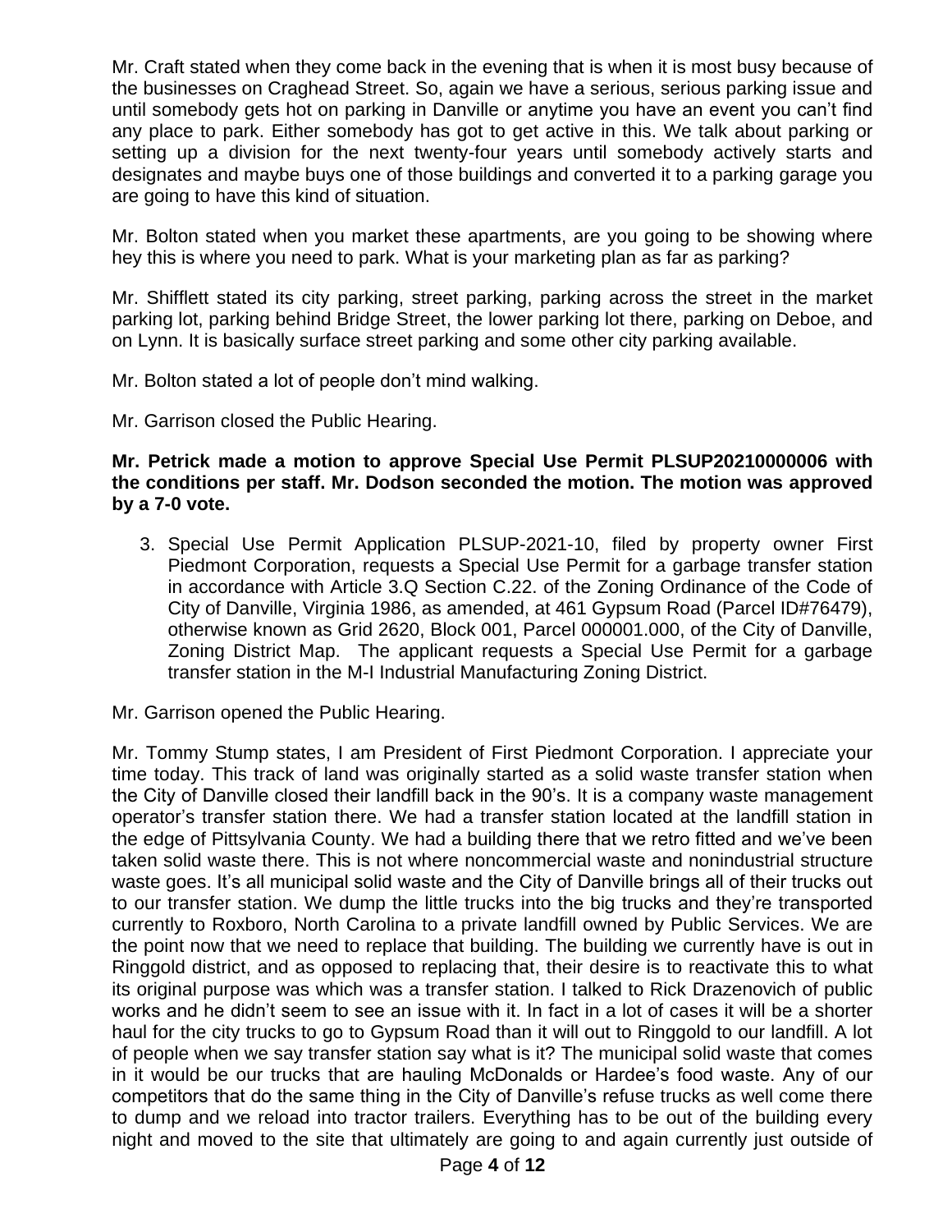Mr. Craft stated when they come back in the evening that is when it is most busy because of the businesses on Craghead Street. So, again we have a serious, serious parking issue and until somebody gets hot on parking in Danville or anytime you have an event you can't find any place to park. Either somebody has got to get active in this. We talk about parking or setting up a division for the next twenty-four years until somebody actively starts and designates and maybe buys one of those buildings and converted it to a parking garage you are going to have this kind of situation.

Mr. Bolton stated when you market these apartments, are you going to be showing where hey this is where you need to park. What is your marketing plan as far as parking?

Mr. Shifflett stated its city parking, street parking, parking across the street in the market parking lot, parking behind Bridge Street, the lower parking lot there, parking on Deboe, and on Lynn. It is basically surface street parking and some other city parking available.

Mr. Bolton stated a lot of people don't mind walking.

Mr. Garrison closed the Public Hearing.

**Mr. Petrick made a motion to approve Special Use Permit PLSUP20210000006 with the conditions per staff. Mr. Dodson seconded the motion. The motion was approved by a 7-0 vote.**

3. Special Use Permit Application PLSUP-2021-10, filed by property owner First Piedmont Corporation, requests a Special Use Permit for a garbage transfer station in accordance with Article 3.Q Section C.22. of the Zoning Ordinance of the Code of City of Danville, Virginia 1986, as amended, at 461 Gypsum Road (Parcel ID#76479), otherwise known as Grid 2620, Block 001, Parcel 000001.000, of the City of Danville, Zoning District Map. The applicant requests a Special Use Permit for a garbage transfer station in the M-I Industrial Manufacturing Zoning District.

Mr. Garrison opened the Public Hearing.

Mr. Tommy Stump states, I am President of First Piedmont Corporation. I appreciate your time today. This track of land was originally started as a solid waste transfer station when the City of Danville closed their landfill back in the 90's. It is a company waste management operator's transfer station there. We had a transfer station located at the landfill station in the edge of Pittsylvania County. We had a building there that we retro fitted and we've been taken solid waste there. This is not where noncommercial waste and nonindustrial structure waste goes. It's all municipal solid waste and the City of Danville brings all of their trucks out to our transfer station. We dump the little trucks into the big trucks and they're transported currently to Roxboro, North Carolina to a private landfill owned by Public Services. We are the point now that we need to replace that building. The building we currently have is out in Ringgold district, and as opposed to replacing that, their desire is to reactivate this to what its original purpose was which was a transfer station. I talked to Rick Drazenovich of public works and he didn't seem to see an issue with it. In fact in a lot of cases it will be a shorter haul for the city trucks to go to Gypsum Road than it will out to Ringgold to our landfill. A lot of people when we say transfer station say what is it? The municipal solid waste that comes in it would be our trucks that are hauling McDonalds or Hardee's food waste. Any of our competitors that do the same thing in the City of Danville's refuse trucks as well come there to dump and we reload into tractor trailers. Everything has to be out of the building every night and moved to the site that ultimately are going to and again currently just outside of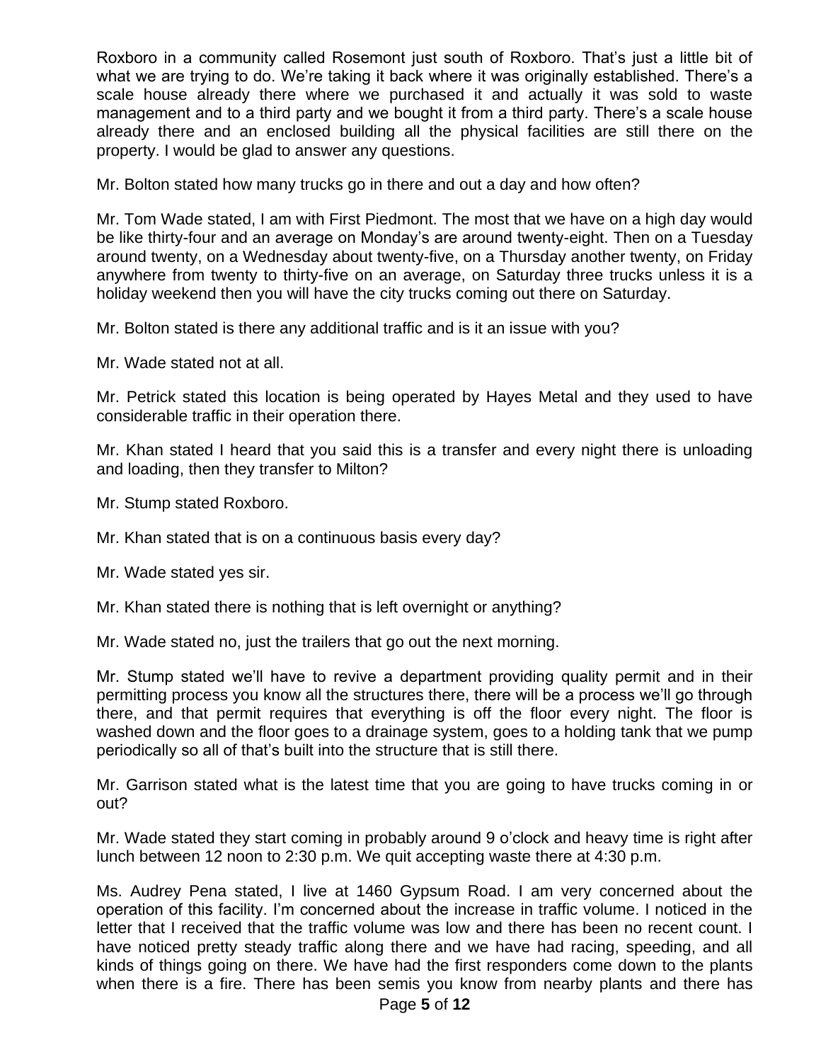Roxboro in a community called Rosemont just south of Roxboro. That's just a little bit of what we are trying to do. We're taking it back where it was originally established. There's a scale house already there where we purchased it and actually it was sold to waste management and to a third party and we bought it from a third party. There's a scale house already there and an enclosed building all the physical facilities are still there on the property. I would be glad to answer any questions.

Mr. Bolton stated how many trucks go in there and out a day and how often?

Mr. Tom Wade stated, I am with First Piedmont. The most that we have on a high day would be like thirty-four and an average on Monday's are around twenty-eight. Then on a Tuesday around twenty, on a Wednesday about twenty-five, on a Thursday another twenty, on Friday anywhere from twenty to thirty-five on an average, on Saturday three trucks unless it is a holiday weekend then you will have the city trucks coming out there on Saturday.

Mr. Bolton stated is there any additional traffic and is it an issue with you?

Mr. Wade stated not at all.

Mr. Petrick stated this location is being operated by Hayes Metal and they used to have considerable traffic in their operation there.

Mr. Khan stated I heard that you said this is a transfer and every night there is unloading and loading, then they transfer to Milton?

Mr. Stump stated Roxboro.

Mr. Khan stated that is on a continuous basis every day?

Mr. Wade stated yes sir.

Mr. Khan stated there is nothing that is left overnight or anything?

Mr. Wade stated no, just the trailers that go out the next morning.

Mr. Stump stated we'll have to revive a department providing quality permit and in their permitting process you know all the structures there, there will be a process we'll go through there, and that permit requires that everything is off the floor every night. The floor is washed down and the floor goes to a drainage system, goes to a holding tank that we pump periodically so all of that's built into the structure that is still there.

Mr. Garrison stated what is the latest time that you are going to have trucks coming in or out?

Mr. Wade stated they start coming in probably around 9 o'clock and heavy time is right after lunch between 12 noon to 2:30 p.m. We quit accepting waste there at 4:30 p.m.

Ms. Audrey Pena stated, I live at 1460 Gypsum Road. I am very concerned about the operation of this facility. I'm concerned about the increase in traffic volume. I noticed in the letter that I received that the traffic volume was low and there has been no recent count. I have noticed pretty steady traffic along there and we have had racing, speeding, and all kinds of things going on there. We have had the first responders come down to the plants when there is a fire. There has been semis you know from nearby plants and there has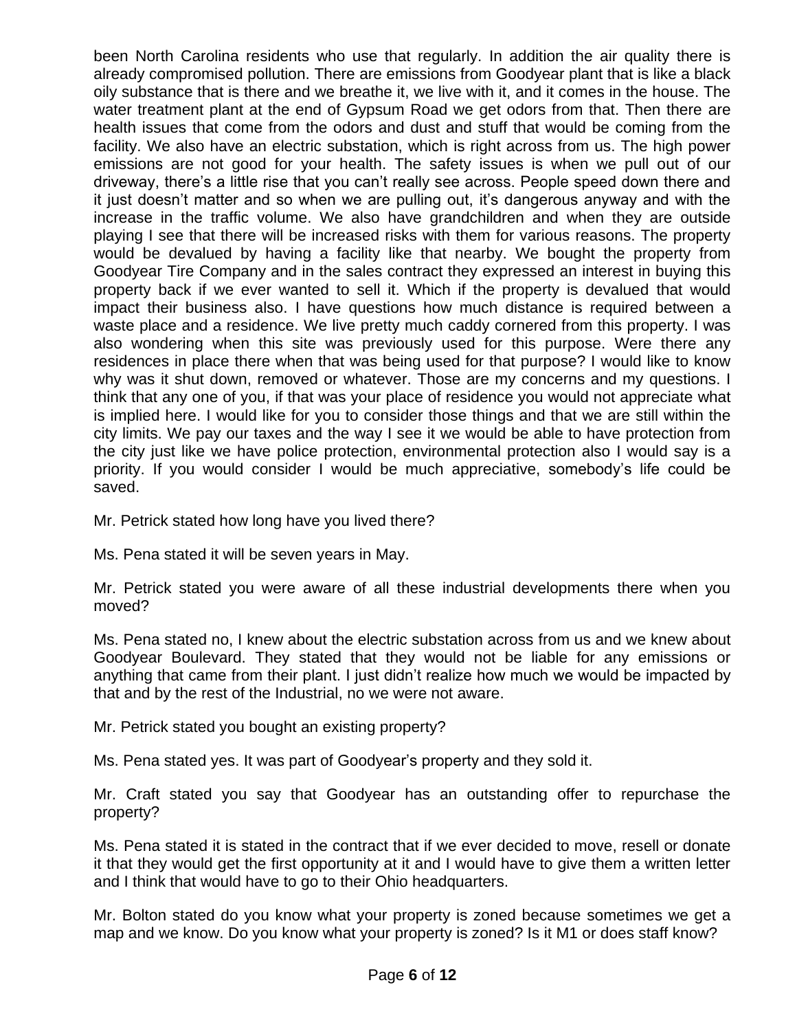been North Carolina residents who use that regularly. In addition the air quality there is already compromised pollution. There are emissions from Goodyear plant that is like a black oily substance that is there and we breathe it, we live with it, and it comes in the house. The water treatment plant at the end of Gypsum Road we get odors from that. Then there are health issues that come from the odors and dust and stuff that would be coming from the facility. We also have an electric substation, which is right across from us. The high power emissions are not good for your health. The safety issues is when we pull out of our driveway, there's a little rise that you can't really see across. People speed down there and it just doesn't matter and so when we are pulling out, it's dangerous anyway and with the increase in the traffic volume. We also have grandchildren and when they are outside playing I see that there will be increased risks with them for various reasons. The property would be devalued by having a facility like that nearby. We bought the property from Goodyear Tire Company and in the sales contract they expressed an interest in buying this property back if we ever wanted to sell it. Which if the property is devalued that would impact their business also. I have questions how much distance is required between a waste place and a residence. We live pretty much caddy cornered from this property. I was also wondering when this site was previously used for this purpose. Were there any residences in place there when that was being used for that purpose? I would like to know why was it shut down, removed or whatever. Those are my concerns and my questions. I think that any one of you, if that was your place of residence you would not appreciate what is implied here. I would like for you to consider those things and that we are still within the city limits. We pay our taxes and the way I see it we would be able to have protection from the city just like we have police protection, environmental protection also I would say is a priority. If you would consider I would be much appreciative, somebody's life could be saved.

Mr. Petrick stated how long have you lived there?

Ms. Pena stated it will be seven years in May.

Mr. Petrick stated you were aware of all these industrial developments there when you moved?

Ms. Pena stated no, I knew about the electric substation across from us and we knew about Goodyear Boulevard. They stated that they would not be liable for any emissions or anything that came from their plant. I just didn't realize how much we would be impacted by that and by the rest of the Industrial, no we were not aware.

Mr. Petrick stated you bought an existing property?

Ms. Pena stated yes. It was part of Goodyear's property and they sold it.

Mr. Craft stated you say that Goodyear has an outstanding offer to repurchase the property?

Ms. Pena stated it is stated in the contract that if we ever decided to move, resell or donate it that they would get the first opportunity at it and I would have to give them a written letter and I think that would have to go to their Ohio headquarters.

Mr. Bolton stated do you know what your property is zoned because sometimes we get a map and we know. Do you know what your property is zoned? Is it M1 or does staff know?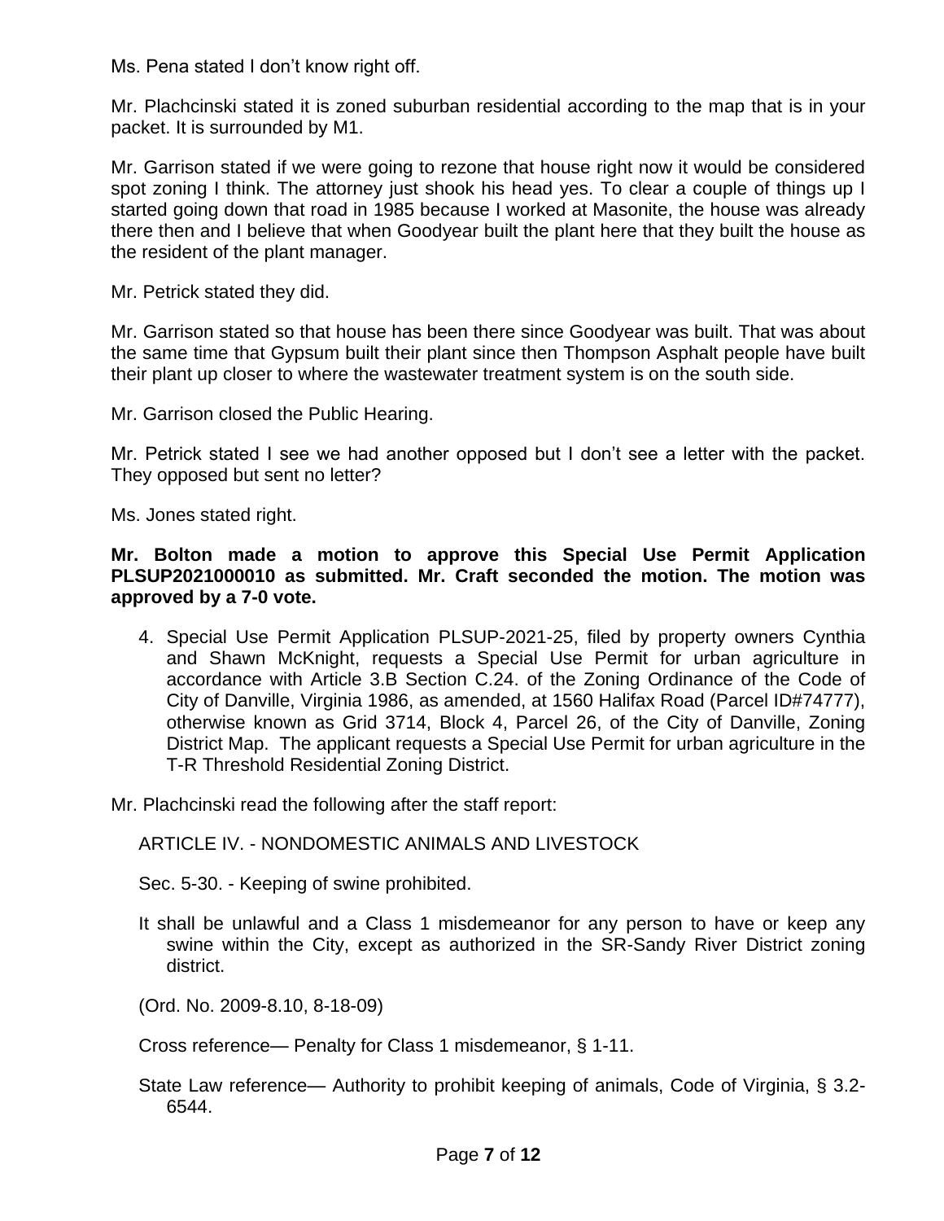Ms. Pena stated I don't know right off.

Mr. Plachcinski stated it is zoned suburban residential according to the map that is in your packet. It is surrounded by M1.

Mr. Garrison stated if we were going to rezone that house right now it would be considered spot zoning I think. The attorney just shook his head yes. To clear a couple of things up I started going down that road in 1985 because I worked at Masonite, the house was already there then and I believe that when Goodyear built the plant here that they built the house as the resident of the plant manager.

Mr. Petrick stated they did.

Mr. Garrison stated so that house has been there since Goodyear was built. That was about the same time that Gypsum built their plant since then Thompson Asphalt people have built their plant up closer to where the wastewater treatment system is on the south side.

Mr. Garrison closed the Public Hearing.

Mr. Petrick stated I see we had another opposed but I don't see a letter with the packet. They opposed but sent no letter?

Ms. Jones stated right.

**Mr. Bolton made a motion to approve this Special Use Permit Application PLSUP2021000010 as submitted. Mr. Craft seconded the motion. The motion was approved by a 7-0 vote.**

4. Special Use Permit Application PLSUP-2021-25, filed by property owners Cynthia and Shawn McKnight, requests a Special Use Permit for urban agriculture in accordance with Article 3.B Section C.24. of the Zoning Ordinance of the Code of City of Danville, Virginia 1986, as amended, at 1560 Halifax Road (Parcel ID#74777), otherwise known as Grid 3714, Block 4, Parcel 26, of the City of Danville, Zoning District Map. The applicant requests a Special Use Permit for urban agriculture in the T-R Threshold Residential Zoning District.

Mr. Plachcinski read the following after the staff report:

ARTICLE IV. - NONDOMESTIC ANIMALS AND LIVESTOCK

Sec. 5-30. - Keeping of swine prohibited.

It shall be unlawful and a Class 1 misdemeanor for any person to have or keep any swine within the City, except as authorized in the SR-Sandy River District zoning district.

(Ord. No. 2009-8.10, 8-18-09)

Cross reference— Penalty for Class 1 misdemeanor, § 1-11.

State Law reference— Authority to prohibit keeping of animals, Code of Virginia, § 3.2-6544.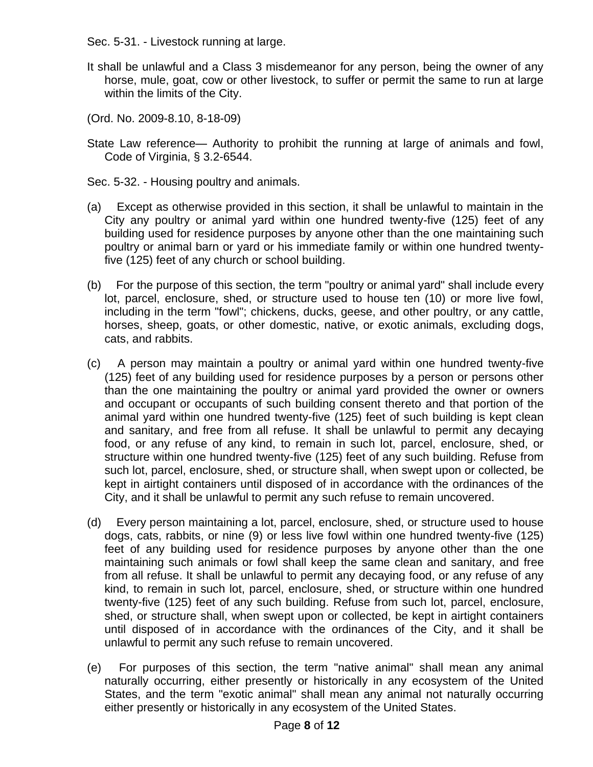Sec. 5-31. - Livestock running at large.

It shall be unlawful and a Class 3 misdemeanor for any person, being the owner of any horse, mule, goat, cow or other livestock, to suffer or permit the same to run at large within the limits of the City.

(Ord. No. 2009-8.10, 8-18-09)

State Law reference— Authority to prohibit the running at large of animals and fowl, Code of Virginia, § 3.2-6544.

Sec. 5-32. - Housing poultry and animals.

(a) Except as otherwise provided in this section, it shall be unlawful to maintain in the City any poultry or animal yard within one hundred twenty-five (125) feet of any building used for residence purposes by anyone other than the one maintaining such poultry or animal barn or yard or his immediate family or within one hundred twenty-five (125) feet of any church or school building.

(b) For the purpose of this section, the term "poultry or animal yard" shall include every lot, parcel, enclosure, shed, or structure used to house ten (10) or more live fowl, including in the term "fowl"; chickens, ducks, geese, and other poultry, or any cattle, horses, sheep, goats, or other domestic, native, or exotic animals, excluding dogs, cats, and rabbits.

(c) A person may maintain a poultry or animal yard within one hundred twenty-five (125) feet of any building used for residence purposes by a person or persons other than the one maintaining the poultry or animal yard provided the owner or owners and occupant or occupants of such building consent thereto and that portion of the animal yard within one hundred twenty-five (125) feet of such building is kept clean and sanitary, and free from all refuse. It shall be unlawful to permit any decaying food, or any refuse of any kind, to remain in such lot, parcel, enclosure, shed, or structure within one hundred twenty-five (125) feet of any such building. Refuse from such lot, parcel, enclosure, shed, or structure shall, when swept upon or collected, be kept in airtight containers until disposed of in accordance with the ordinances of the City, and it shall be unlawful to permit any such refuse to remain uncovered.

(d) Every person maintaining a lot, parcel, enclosure, shed, or structure used to house dogs, cats, rabbits, or nine (9) or less live fowl within one hundred twenty-five (125) feet of any building used for residence purposes by anyone other than the one maintaining such animals or fowl shall keep the same clean and sanitary, and free from all refuse. It shall be unlawful to permit any decaying food, or any refuse of any kind, to remain in such lot, parcel, enclosure, shed, or structure within one hundred twenty-five (125) feet of any such building. Refuse from such lot, parcel, enclosure, shed, or structure shall, when swept upon or collected, be kept in airtight containers until disposed of in accordance with the ordinances of the City, and it shall be unlawful to permit any such refuse to remain uncovered.

(e) For purposes of this section, the term "native animal" shall mean any animal naturally occurring, either presently or historically in any ecosystem of the United States, and the term "exotic animal" shall mean any animal not naturally occurring either presently or historically in any ecosystem of the United States.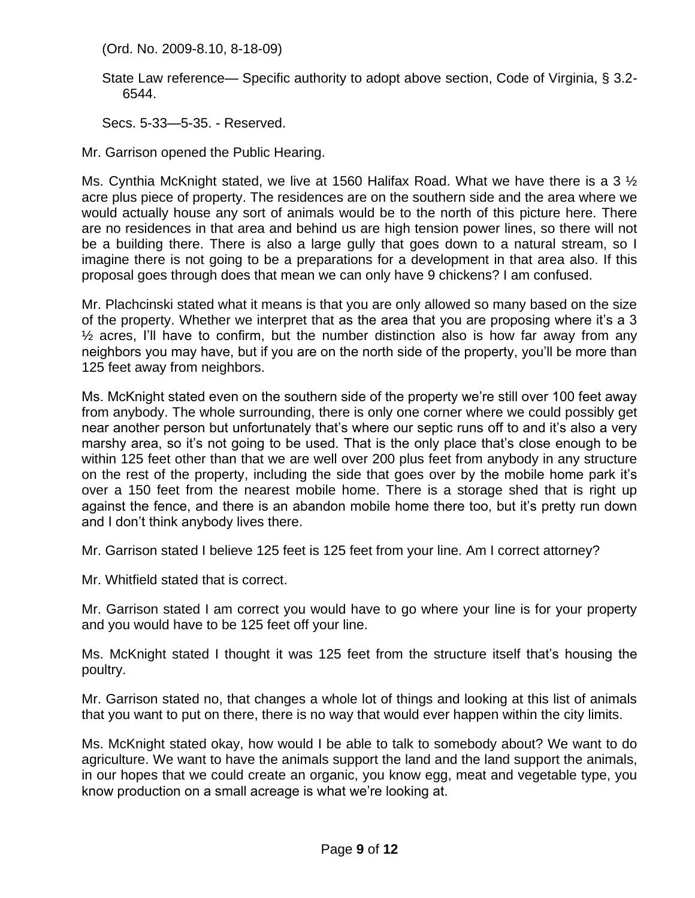(Ord. No. 2009-8.10, 8-18-09)

State Law reference— Specific authority to adopt above section, Code of Virginia, § 3.2-6544.

Secs. 5-33—5-35. - Reserved.

Mr. Garrison opened the Public Hearing.

Ms. Cynthia McKnight stated, we live at 1560 Halifax Road. What we have there is a 3 ½ acre plus piece of property. The residences are on the southern side and the area where we would actually house any sort of animals would be to the north of this picture here. There are no residences in that area and behind us are high tension power lines, so there will not be a building there. There is also a large gully that goes down to a natural stream, so I imagine there is not going to be a preparations for a development in that area also. If this proposal goes through does that mean we can only have 9 chickens? I am confused.

Mr. Plachcinski stated what it means is that you are only allowed so many based on the size of the property. Whether we interpret that as the area that you are proposing where it's a 3 ½ acres, I'll have to confirm, but the number distinction also is how far away from any neighbors you may have, but if you are on the north side of the property, you'll be more than 125 feet away from neighbors.

Ms. McKnight stated even on the southern side of the property we're still over 100 feet away from anybody. The whole surrounding, there is only one corner where we could possibly get near another person but unfortunately that's where our septic runs off to and it's also a very marshy area, so it's not going to be used. That is the only place that's close enough to be within 125 feet other than that we are well over 200 plus feet from anybody in any structure on the rest of the property, including the side that goes over by the mobile home park it's over a 150 feet from the nearest mobile home. There is a storage shed that is right up against the fence, and there is an abandon mobile home there too, but it's pretty run down and I don't think anybody lives there.

Mr. Garrison stated I believe 125 feet is 125 feet from your line. Am I correct attorney?

Mr. Whitfield stated that is correct.

Mr. Garrison stated I am correct you would have to go where your line is for your property and you would have to be 125 feet off your line.

Ms. McKnight stated I thought it was 125 feet from the structure itself that's housing the poultry.

Mr. Garrison stated no, that changes a whole lot of things and looking at this list of animals that you want to put on there, there is no way that would ever happen within the city limits.

Ms. McKnight stated okay, how would I be able to talk to somebody about? We want to do agriculture. We want to have the animals support the land and the land support the animals, in our hopes that we could create an organic, you know egg, meat and vegetable type, you know production on a small acreage is what we're looking at.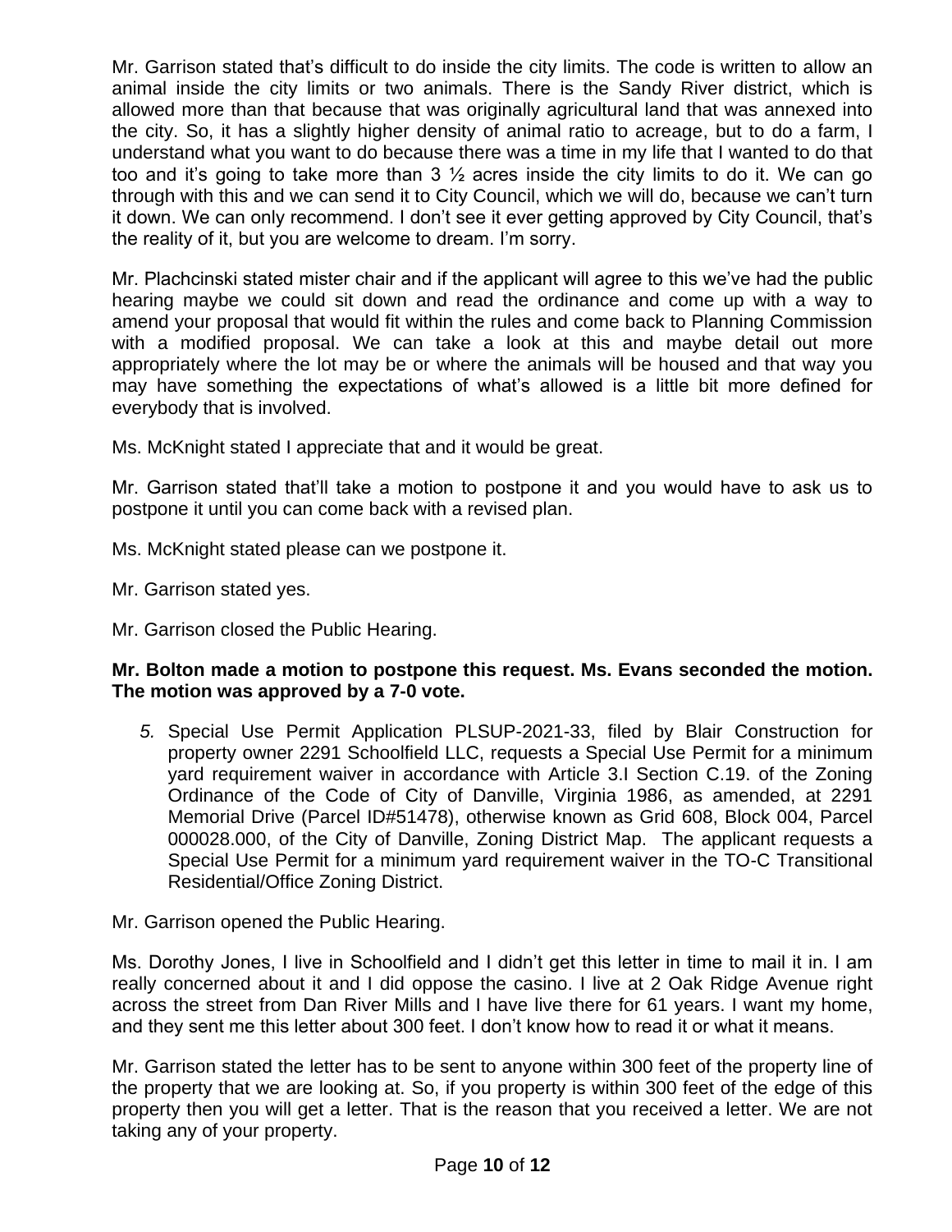Mr. Garrison stated that's difficult to do inside the city limits. The code is written to allow an animal inside the city limits or two animals. There is the Sandy River district, which is allowed more than that because that was originally agricultural land that was annexed into the city. So, it has a slightly higher density of animal ratio to acreage, but to do a farm, I understand what you want to do because there was a time in my life that I wanted to do that too and it's going to take more than 3 ½ acres inside the city limits to do it. We can go through with this and we can send it to City Council, which we will do, because we can't turn it down. We can only recommend. I don't see it ever getting approved by City Council, that's the reality of it, but you are welcome to dream. I'm sorry.

Mr. Plachcinski stated mister chair and if the applicant will agree to this we've had the public hearing maybe we could sit down and read the ordinance and come up with a way to amend your proposal that would fit within the rules and come back to Planning Commission with a modified proposal. We can take a look at this and maybe detail out more appropriately where the lot may be or where the animals will be housed and that way you may have something the expectations of what's allowed is a little bit more defined for everybody that is involved.

Ms. McKnight stated I appreciate that and it would be great.

Mr. Garrison stated that'll take a motion to postpone it and you would have to ask us to postpone it until you can come back with a revised plan.

Ms. McKnight stated please can we postpone it.

Mr. Garrison stated yes.

Mr. Garrison closed the Public Hearing.

**Mr. Bolton made a motion to postpone this request. Ms. Evans seconded the motion. The motion was approved by a 7-0 vote.**

*5.* Special Use Permit Application PLSUP-2021-33, filed by Blair Construction for property owner 2291 Schoolfield LLC, requests a Special Use Permit for a minimum yard requirement waiver in accordance with Article 3.I Section C.19. of the Zoning Ordinance of the Code of City of Danville, Virginia 1986, as amended, at 2291 Memorial Drive (Parcel ID#51478), otherwise known as Grid 608, Block 004, Parcel 000028.000, of the City of Danville, Zoning District Map. The applicant requests a Special Use Permit for a minimum yard requirement waiver in the TO-C Transitional Residential/Office Zoning District.

Mr. Garrison opened the Public Hearing.

Ms. Dorothy Jones, I live in Schoolfield and I didn't get this letter in time to mail it in. I am really concerned about it and I did oppose the casino. I live at 2 Oak Ridge Avenue right across the street from Dan River Mills and I have live there for 61 years. I want my home, and they sent me this letter about 300 feet. I don't know how to read it or what it means.

Mr. Garrison stated the letter has to be sent to anyone within 300 feet of the property line of the property that we are looking at. So, if you property is within 300 feet of the edge of this property then you will get a letter. That is the reason that you received a letter. We are not taking any of your property.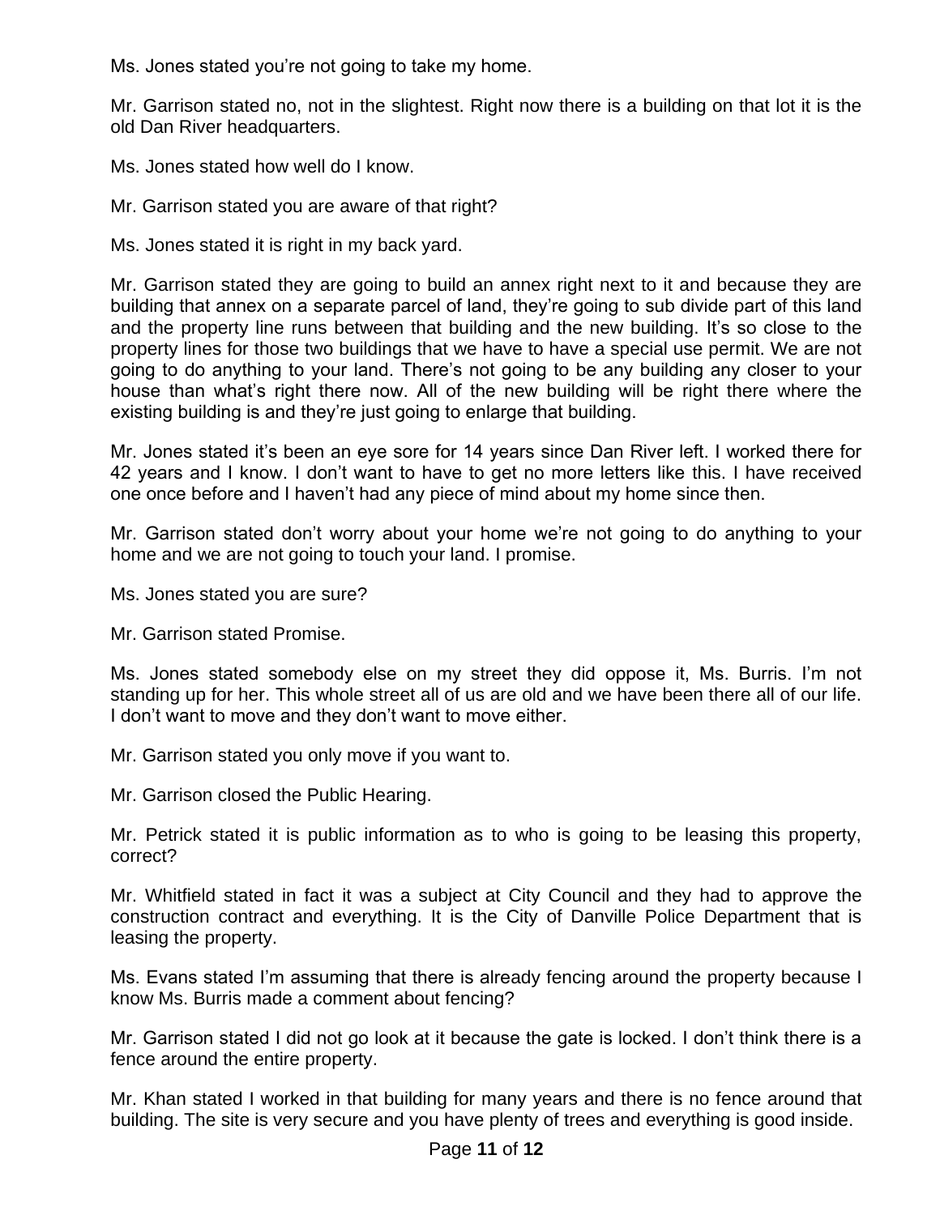Ms. Jones stated you're not going to take my home.

Mr. Garrison stated no, not in the slightest. Right now there is a building on that lot it is the old Dan River headquarters.

Ms. Jones stated how well do I know.

Mr. Garrison stated you are aware of that right?

Ms. Jones stated it is right in my back yard.

Mr. Garrison stated they are going to build an annex right next to it and because they are building that annex on a separate parcel of land, they're going to sub divide part of this land and the property line runs between that building and the new building. It's so close to the property lines for those two buildings that we have to have a special use permit. We are not going to do anything to your land. There's not going to be any building any closer to your house than what's right there now. All of the new building will be right there where the existing building is and they're just going to enlarge that building.

Mr. Jones stated it's been an eye sore for 14 years since Dan River left. I worked there for 42 years and I know. I don't want to have to get no more letters like this. I have received one once before and I haven't had any piece of mind about my home since then.

Mr. Garrison stated don't worry about your home we're not going to do anything to your home and we are not going to touch your land. I promise.

Ms. Jones stated you are sure?

Mr. Garrison stated Promise.

Ms. Jones stated somebody else on my street they did oppose it, Ms. Burris. I'm not standing up for her. This whole street all of us are old and we have been there all of our life. I don't want to move and they don't want to move either.

Mr. Garrison stated you only move if you want to.

Mr. Garrison closed the Public Hearing.

Mr. Petrick stated it is public information as to who is going to be leasing this property, correct?

Mr. Whitfield stated in fact it was a subject at City Council and they had to approve the construction contract and everything. It is the City of Danville Police Department that is leasing the property.

Ms. Evans stated I'm assuming that there is already fencing around the property because I know Ms. Burris made a comment about fencing?

Mr. Garrison stated I did not go look at it because the gate is locked. I don't think there is a fence around the entire property.

Mr. Khan stated I worked in that building for many years and there is no fence around that building. The site is very secure and you have plenty of trees and everything is good inside.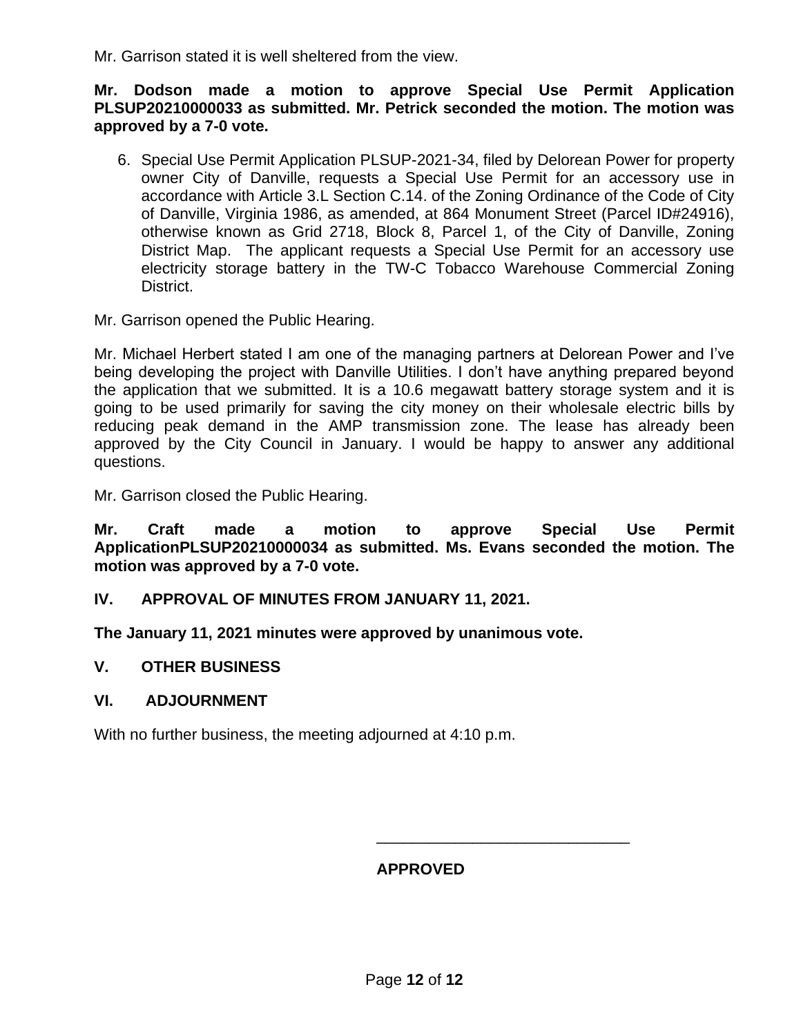Mr. Garrison stated it is well sheltered from the view.

**Mr. Dodson made a motion to approve Special Use Permit Application PLSUP20210000033 as submitted. Mr. Petrick seconded the motion. The motion was approved by a 7-0 vote.**

6. Special Use Permit Application PLSUP-2021-34, filed by Delorean Power for property owner City of Danville, requests a Special Use Permit for an accessory use in accordance with Article 3.L Section C.14. of the Zoning Ordinance of the Code of City of Danville, Virginia 1986, as amended, at 864 Monument Street (Parcel ID#24916), otherwise known as Grid 2718, Block 8, Parcel 1, of the City of Danville, Zoning District Map. The applicant requests a Special Use Permit for an accessory use electricity storage battery in the TW-C Tobacco Warehouse Commercial Zoning District.

Mr. Garrison opened the Public Hearing.

Mr. Michael Herbert stated I am one of the managing partners at Delorean Power and I've being developing the project with Danville Utilities. I don't have anything prepared beyond the application that we submitted. It is a 10.6 megawatt battery storage system and it is going to be used primarily for saving the city money on their wholesale electric bills by reducing peak demand in the AMP transmission zone. The lease has already been approved by the City Council in January. I would be happy to answer any additional questions.

Mr. Garrison closed the Public Hearing.

**Mr. Craft made a motion to approve Special Use Permit ApplicationPLSUP20210000034 as submitted. Ms. Evans seconded the motion. The motion was approved by a 7-0 vote.**

## IV. APPROVAL OF MINUTES FROM JANUARY 11, 2021.

**The January 11, 2021 minutes were approved by unanimous vote.**

## V. OTHER BUSINESS

## VI. ADJOURNMENT

With no further business, the meeting adjourned at 4:10 p.m.

\_\_\_\_\_\_\_\_\_\_\_\_\_\_\_\_\_\_\_\_\_\_\_\_\_\_\_\_\_\_

**APPROVED**